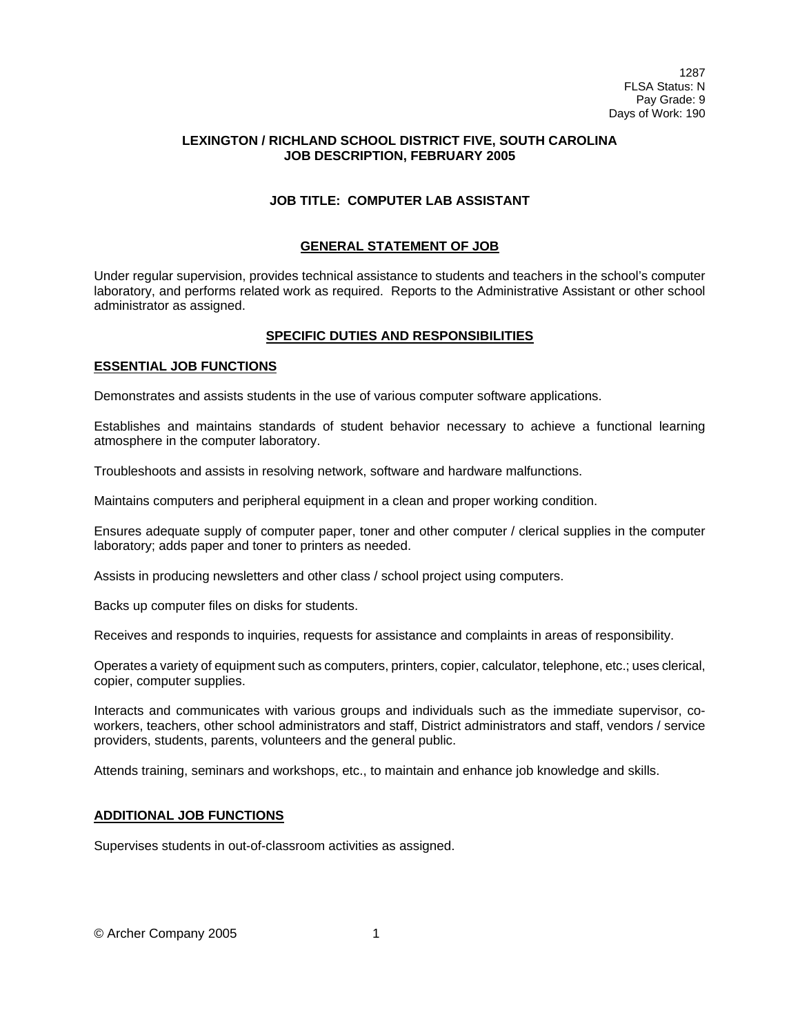1287
FLSA Status: N
Pay Grade: 9
Days of Work: 190

**LEXINGTON / RICHLAND SCHOOL DISTRICT FIVE, SOUTH CAROLINA**
**JOB DESCRIPTION, FEBRUARY 2005**

# JOB TITLE: COMPUTER LAB ASSISTANT

## GENERAL STATEMENT OF JOB

Under regular supervision, provides technical assistance to students and teachers in the school's computer laboratory, and performs related work as required. Reports to the Administrative Assistant or other school administrator as assigned.

## SPECIFIC DUTIES AND RESPONSIBILITIES

### ESSENTIAL JOB FUNCTIONS

Demonstrates and assists students in the use of various computer software applications.

Establishes and maintains standards of student behavior necessary to achieve a functional learning atmosphere in the computer laboratory.

Troubleshoots and assists in resolving network, software and hardware malfunctions.

Maintains computers and peripheral equipment in a clean and proper working condition.

Ensures adequate supply of computer paper, toner and other computer / clerical supplies in the computer laboratory; adds paper and toner to printers as needed.

Assists in producing newsletters and other class / school project using computers.

Backs up computer files on disks for students.

Receives and responds to inquiries, requests for assistance and complaints in areas of responsibility.

Operates a variety of equipment such as computers, printers, copier, calculator, telephone, etc.; uses clerical, copier, computer supplies.

Interacts and communicates with various groups and individuals such as the immediate supervisor, co-workers, teachers, other school administrators and staff, District administrators and staff, vendors / service providers, students, parents, volunteers and the general public.

Attends training, seminars and workshops, etc., to maintain and enhance job knowledge and skills.

### ADDITIONAL JOB FUNCTIONS

Supervises students in out-of-classroom activities as assigned.

© Archer Company 2005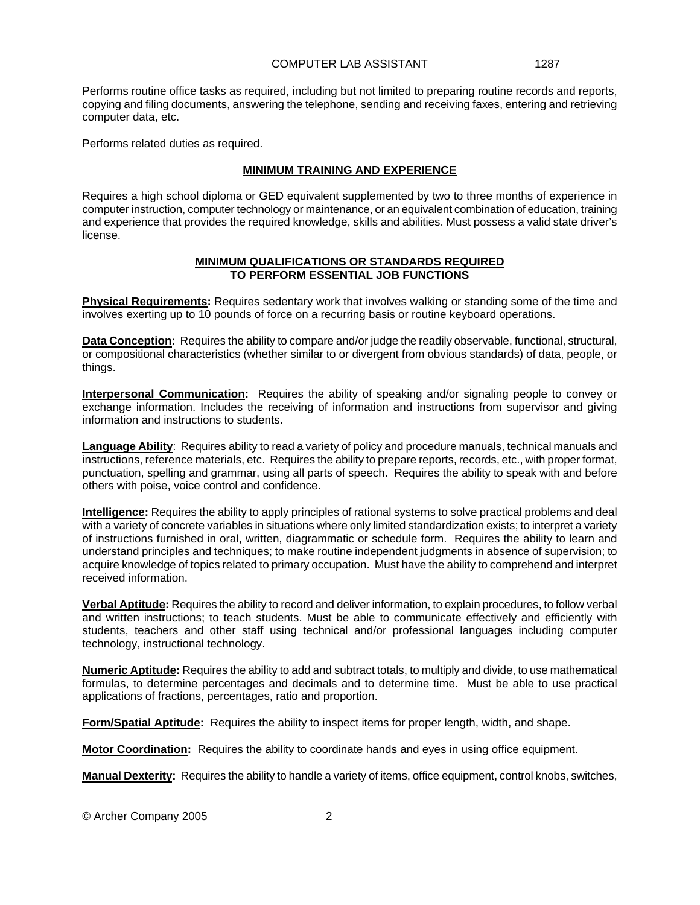Performs routine office tasks as required, including but not limited to preparing routine records and reports, copying and filing documents, answering the telephone, sending and receiving faxes, entering and retrieving computer data, etc.

Performs related duties as required.

## MINIMUM TRAINING AND EXPERIENCE

Requires a high school diploma or GED equivalent supplemented by two to three months of experience in computer instruction, computer technology or maintenance, or an equivalent combination of education, training and experience that provides the required knowledge, skills and abilities. Must possess a valid state driver's license.

## MINIMUM QUALIFICATIONS OR STANDARDS REQUIRED TO PERFORM ESSENTIAL JOB FUNCTIONS

**Physical Requirements:** Requires sedentary work that involves walking or standing some of the time and involves exerting up to 10 pounds of force on a recurring basis or routine keyboard operations.

**Data Conception:** Requires the ability to compare and/or judge the readily observable, functional, structural, or compositional characteristics (whether similar to or divergent from obvious standards) of data, people, or things.

**Interpersonal Communication:** Requires the ability of speaking and/or signaling people to convey or exchange information. Includes the receiving of information and instructions from supervisor and giving information and instructions to students.

**Language Ability**: Requires ability to read a variety of policy and procedure manuals, technical manuals and instructions, reference materials, etc. Requires the ability to prepare reports, records, etc., with proper format, punctuation, spelling and grammar, using all parts of speech. Requires the ability to speak with and before others with poise, voice control and confidence.

**Intelligence:** Requires the ability to apply principles of rational systems to solve practical problems and deal with a variety of concrete variables in situations where only limited standardization exists; to interpret a variety of instructions furnished in oral, written, diagrammatic or schedule form. Requires the ability to learn and understand principles and techniques; to make routine independent judgments in absence of supervision; to acquire knowledge of topics related to primary occupation. Must have the ability to comprehend and interpret received information.

**Verbal Aptitude:** Requires the ability to record and deliver information, to explain procedures, to follow verbal and written instructions; to teach students. Must be able to communicate effectively and efficiently with students, teachers and other staff using technical and/or professional languages including computer technology, instructional technology.

**Numeric Aptitude:** Requires the ability to add and subtract totals, to multiply and divide, to use mathematical formulas, to determine percentages and decimals and to determine time. Must be able to use practical applications of fractions, percentages, ratio and proportion.

**Form/Spatial Aptitude:** Requires the ability to inspect items for proper length, width, and shape.

**Motor Coordination:** Requires the ability to coordinate hands and eyes in using office equipment.

**Manual Dexterity:** Requires the ability to handle a variety of items, office equipment, control knobs, switches,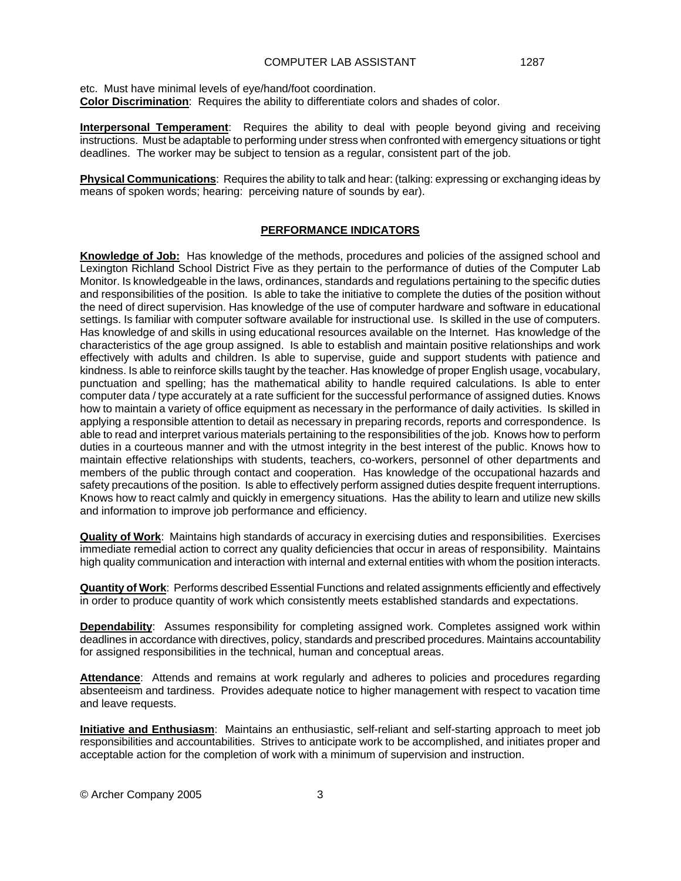etc. Must have minimal levels of eye/hand/foot coordination.
**Color Discrimination**: Requires the ability to differentiate colors and shades of color.

**Interpersonal Temperament**: Requires the ability to deal with people beyond giving and receiving instructions. Must be adaptable to performing under stress when confronted with emergency situations or tight deadlines. The worker may be subject to tension as a regular, consistent part of the job.

**Physical Communications**: Requires the ability to talk and hear: (talking: expressing or exchanging ideas by means of spoken words; hearing: perceiving nature of sounds by ear).

## PERFORMANCE INDICATORS

**Knowledge of Job:** Has knowledge of the methods, procedures and policies of the assigned school and Lexington Richland School District Five as they pertain to the performance of duties of the Computer Lab Monitor. Is knowledgeable in the laws, ordinances, standards and regulations pertaining to the specific duties and responsibilities of the position. Is able to take the initiative to complete the duties of the position without the need of direct supervision. Has knowledge of the use of computer hardware and software in educational settings. Is familiar with computer software available for instructional use. Is skilled in the use of computers. Has knowledge of and skills in using educational resources available on the Internet. Has knowledge of the characteristics of the age group assigned. Is able to establish and maintain positive relationships and work effectively with adults and children. Is able to supervise, guide and support students with patience and kindness. Is able to reinforce skills taught by the teacher. Has knowledge of proper English usage, vocabulary, punctuation and spelling; has the mathematical ability to handle required calculations. Is able to enter computer data / type accurately at a rate sufficient for the successful performance of assigned duties. Knows how to maintain a variety of office equipment as necessary in the performance of daily activities. Is skilled in applying a responsible attention to detail as necessary in preparing records, reports and correspondence. Is able to read and interpret various materials pertaining to the responsibilities of the job. Knows how to perform duties in a courteous manner and with the utmost integrity in the best interest of the public. Knows how to maintain effective relationships with students, teachers, co-workers, personnel of other departments and members of the public through contact and cooperation. Has knowledge of the occupational hazards and safety precautions of the position. Is able to effectively perform assigned duties despite frequent interruptions. Knows how to react calmly and quickly in emergency situations. Has the ability to learn and utilize new skills and information to improve job performance and efficiency.

**Quality of Work**: Maintains high standards of accuracy in exercising duties and responsibilities. Exercises immediate remedial action to correct any quality deficiencies that occur in areas of responsibility. Maintains high quality communication and interaction with internal and external entities with whom the position interacts.

**Quantity of Work**: Performs described Essential Functions and related assignments efficiently and effectively in order to produce quantity of work which consistently meets established standards and expectations.

**Dependability**: Assumes responsibility for completing assigned work. Completes assigned work within deadlines in accordance with directives, policy, standards and prescribed procedures. Maintains accountability for assigned responsibilities in the technical, human and conceptual areas.

**Attendance**: Attends and remains at work regularly and adheres to policies and procedures regarding absenteeism and tardiness. Provides adequate notice to higher management with respect to vacation time and leave requests.

**Initiative and Enthusiasm**: Maintains an enthusiastic, self-reliant and self-starting approach to meet job responsibilities and accountabilities. Strives to anticipate work to be accomplished, and initiates proper and acceptable action for the completion of work with a minimum of supervision and instruction.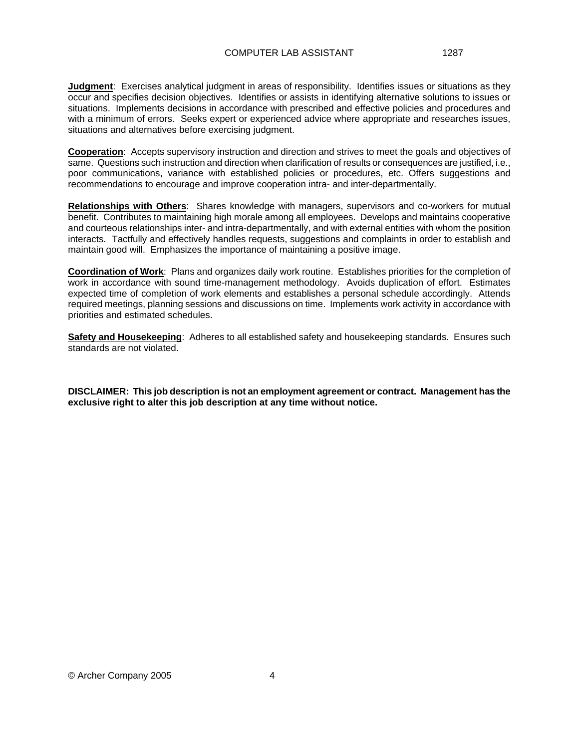**Judgment**: Exercises analytical judgment in areas of responsibility. Identifies issues or situations as they occur and specifies decision objectives. Identifies or assists in identifying alternative solutions to issues or situations. Implements decisions in accordance with prescribed and effective policies and procedures and with a minimum of errors. Seeks expert or experienced advice where appropriate and researches issues, situations and alternatives before exercising judgment.

**Cooperation**: Accepts supervisory instruction and direction and strives to meet the goals and objectives of same. Questions such instruction and direction when clarification of results or consequences are justified, i.e., poor communications, variance with established policies or procedures, etc. Offers suggestions and recommendations to encourage and improve cooperation intra- and inter-departmentally.

**Relationships with Others**: Shares knowledge with managers, supervisors and co-workers for mutual benefit. Contributes to maintaining high morale among all employees. Develops and maintains cooperative and courteous relationships inter- and intra-departmentally, and with external entities with whom the position interacts. Tactfully and effectively handles requests, suggestions and complaints in order to establish and maintain good will. Emphasizes the importance of maintaining a positive image.

**Coordination of Work**: Plans and organizes daily work routine. Establishes priorities for the completion of work in accordance with sound time-management methodology. Avoids duplication of effort. Estimates expected time of completion of work elements and establishes a personal schedule accordingly. Attends required meetings, planning sessions and discussions on time. Implements work activity in accordance with priorities and estimated schedules.

**Safety and Housekeeping**: Adheres to all established safety and housekeeping standards. Ensures such standards are not violated.

**DISCLAIMER: This job description is not an employment agreement or contract. Management has the exclusive right to alter this job description at any time without notice.**